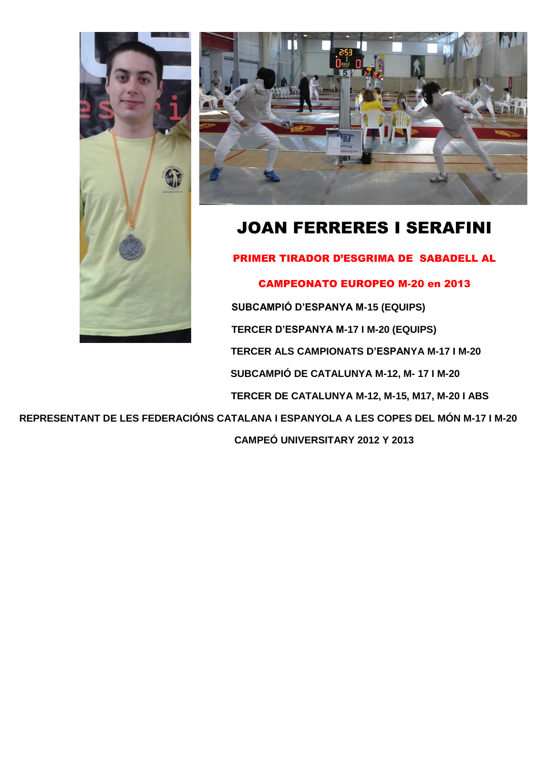# JOAN FERRERES I SERAFINI

**PRIMER TIRADOR D'ESGRIMA DE SABADELL AL**

**CAMPEONATO EUROPEO M-20 en 2013**

**SUBCAMPIÓ D'ESPANYA M-15 (EQUIPS)**

**TERCER D'ESPANYA M-17 I M-20 (EQUIPS)**

**TERCER ALS CAMPIONATS D'ESPANYA M-17 I M-20**

**SUBCAMPIÓ DE CATALUNYA M-12, M- 17 I M-20**

**TERCER DE CATALUNYA M-12, M-15, M17, M-20 I ABS**

**REPRESENTANT DE LES FEDERACIÓNS CATALANA I ESPANYOLA A LES COPES DEL MÓN M-17 I M-20**

**CAMPEÓ UNIVERSITARY 2012 Y 2013**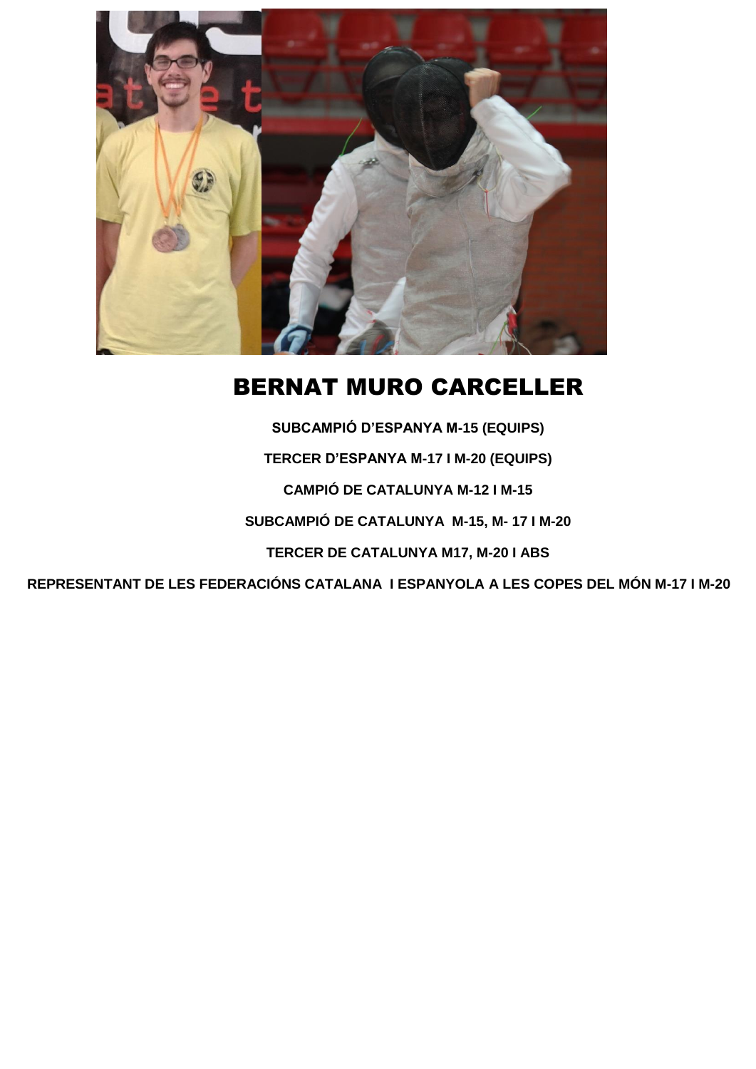# BERNAT MURO CARCELLER

**SUBCAMPIÓ D'ESPANYA M-15 (EQUIPS)**

**TERCER D'ESPANYA M-17 I M-20 (EQUIPS)**

**CAMPIÓ DE CATALUNYA M-12 I M-15**

**SUBCAMPIÓ DE CATALUNYA M-15, M- 17 I M-20**

**TERCER DE CATALUNYA M17, M-20 I ABS**

**REPRESENTANT DE LES FEDERACIÓNS CATALANA I ESPANYOLA A LES COPES DEL MÓN M-17 I M-20**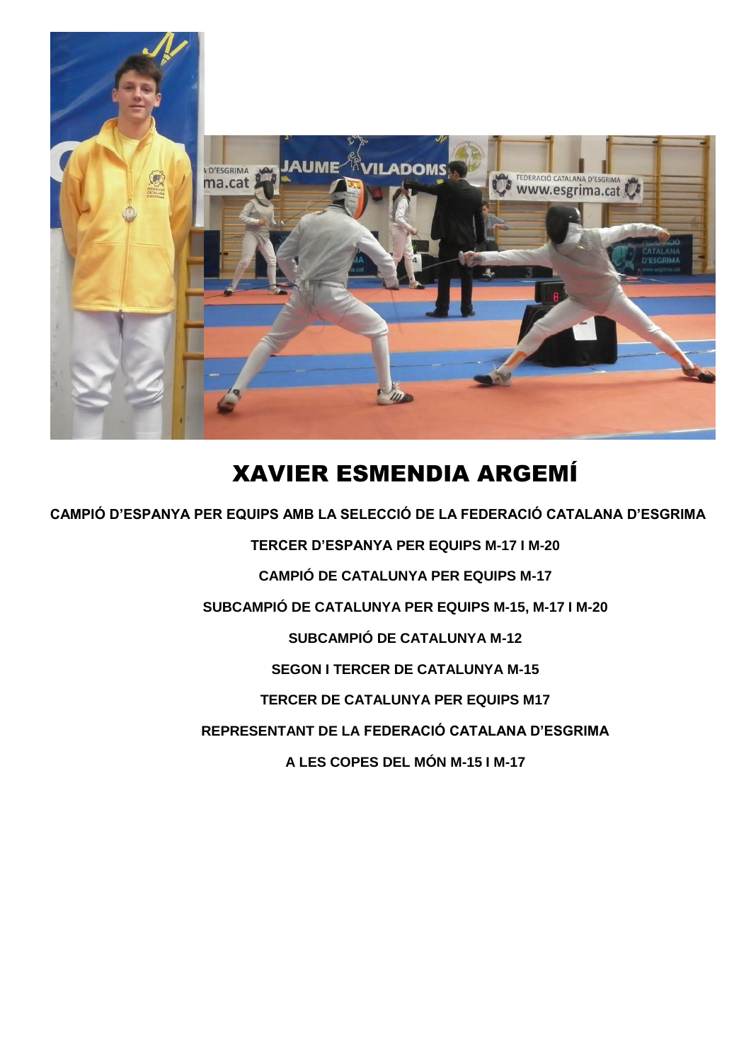# XAVIER ESMENDIA ARGEMÍ

**CAMPIÓ D'ESPANYA PER EQUIPS AMB LA SELECCIÓ DE LA FEDERACIÓ CATALANA D'ESGRIMA**

**TERCER D'ESPANYA PER EQUIPS M-17 I M-20**

**CAMPIÓ DE CATALUNYA PER EQUIPS M-17**

**SUBCAMPIÓ DE CATALUNYA PER EQUIPS M-15, M-17 I M-20**

**SUBCAMPIÓ DE CATALUNYA M-12**

**SEGON I TERCER DE CATALUNYA M-15**

**TERCER DE CATALUNYA PER EQUIPS M17**

**REPRESENTANT DE LA FEDERACIÓ CATALANA D'ESGRIMA**

**A LES COPES DEL MÓN M-15 I M-17**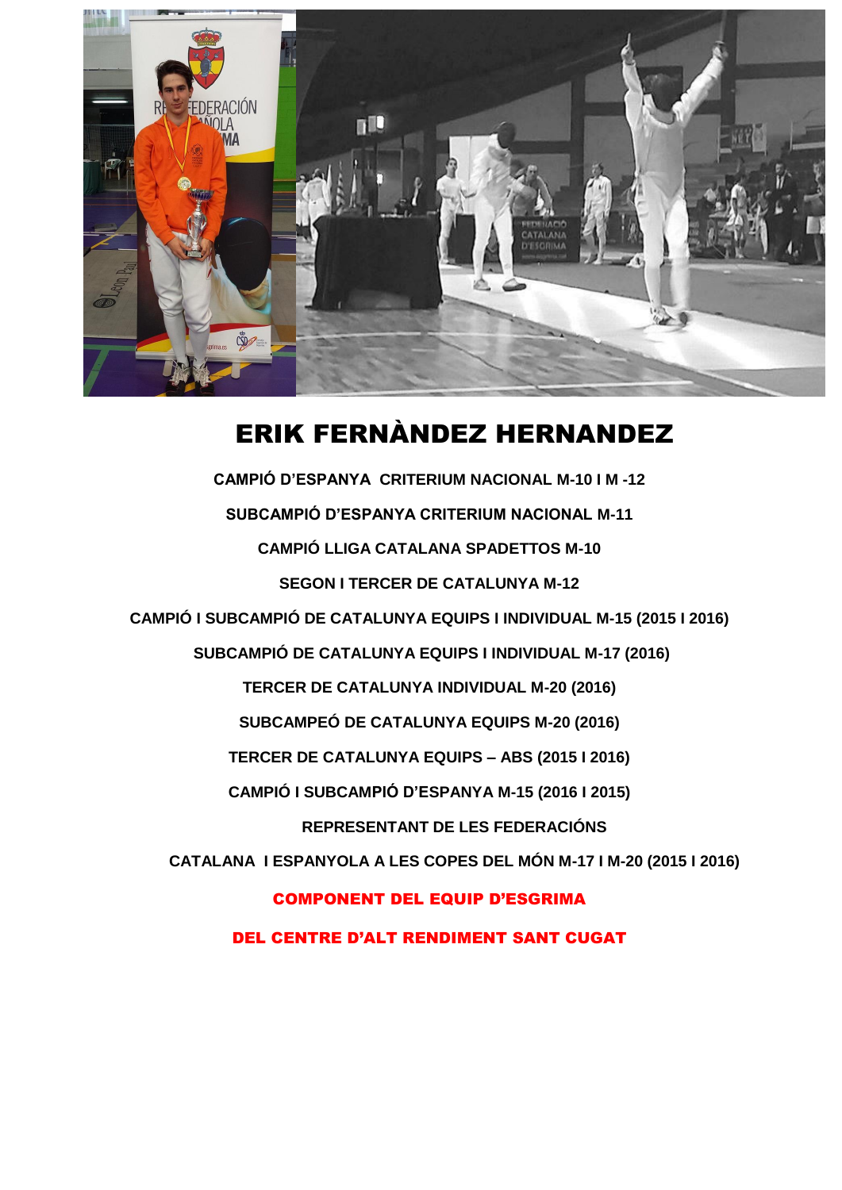# ERIK FERNÀNDEZ HERNANDEZ

**CAMPIÓ D'ESPANYA CRITERIUM NACIONAL M-10 I M -12**

**SUBCAMPIÓ D'ESPANYA CRITERIUM NACIONAL M-11**

**CAMPIÓ LLIGA CATALANA SPADETTOS M-10**

**SEGON I TERCER DE CATALUNYA M-12**

**CAMPIÓ I SUBCAMPIÓ DE CATALUNYA EQUIPS I INDIVIDUAL M-15 (2015 I 2016)**

**SUBCAMPIÓ DE CATALUNYA EQUIPS I INDIVIDUAL M-17 (2016)**

**TERCER DE CATALUNYA INDIVIDUAL M-20 (2016)**

**SUBCAMPEÓ DE CATALUNYA EQUIPS M-20 (2016)**

**TERCER DE CATALUNYA EQUIPS – ABS (2015 I 2016)**

**CAMPIÓ I SUBCAMPIÓ D'ESPANYA M-15 (2016 I 2015)**

**REPRESENTANT DE LES FEDERACIÓNS**

**CATALANA I ESPANYOLA A LES COPES DEL MÓN M-17 I M-20 (2015 I 2016)**

**COMPONENT DEL EQUIP D'ESGRIMA**

**DEL CENTRE D'ALT RENDIMENT SANT CUGAT**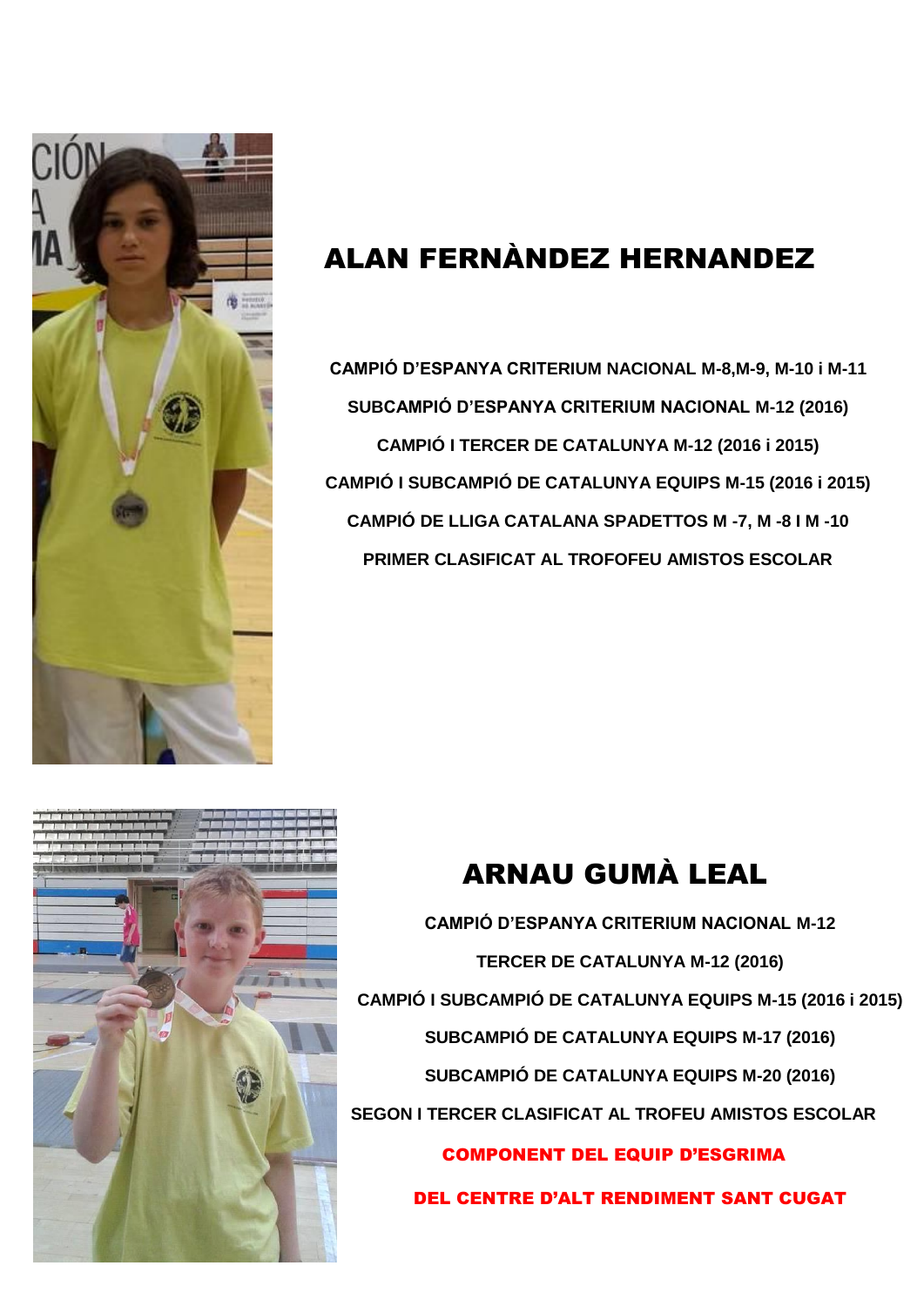## ALAN FERNÀNDEZ HERNANDEZ

**CAMPIÓ D'ESPANYA CRITERIUM NACIONAL M-8,M-9, M-10 i M-11**

**SUBCAMPIÓ D'ESPANYA CRITERIUM NACIONAL M-12 (2016)**

**CAMPIÓ I TERCER DE CATALUNYA M-12 (2016 i 2015)**

**CAMPIÓ I SUBCAMPIÓ DE CATALUNYA EQUIPS M-15 (2016 i 2015)**

**CAMPIÓ DE LLIGA CATALANA SPADETTOS M -7, M -8 I M -10**

**PRIMER CLASIFICAT AL TROFOFEU AMISTOS ESCOLAR**

## ARNAU GUMÀ LEAL

**CAMPIÓ D'ESPANYA CRITERIUM NACIONAL M-12**

**TERCER DE CATALUNYA M-12 (2016)**

**CAMPIÓ I SUBCAMPIÓ DE CATALUNYA EQUIPS M-15 (2016 i 2015)**

**SUBCAMPIÓ DE CATALUNYA EQUIPS M-17 (2016)**

**SUBCAMPIÓ DE CATALUNYA EQUIPS M-20 (2016)**

**SEGON I TERCER CLASIFICAT AL TROFEU AMISTOS ESCOLAR**

**COMPONENT DEL EQUIP D'ESGRIMA**

**DEL CENTRE D'ALT RENDIMENT SANT CUGAT**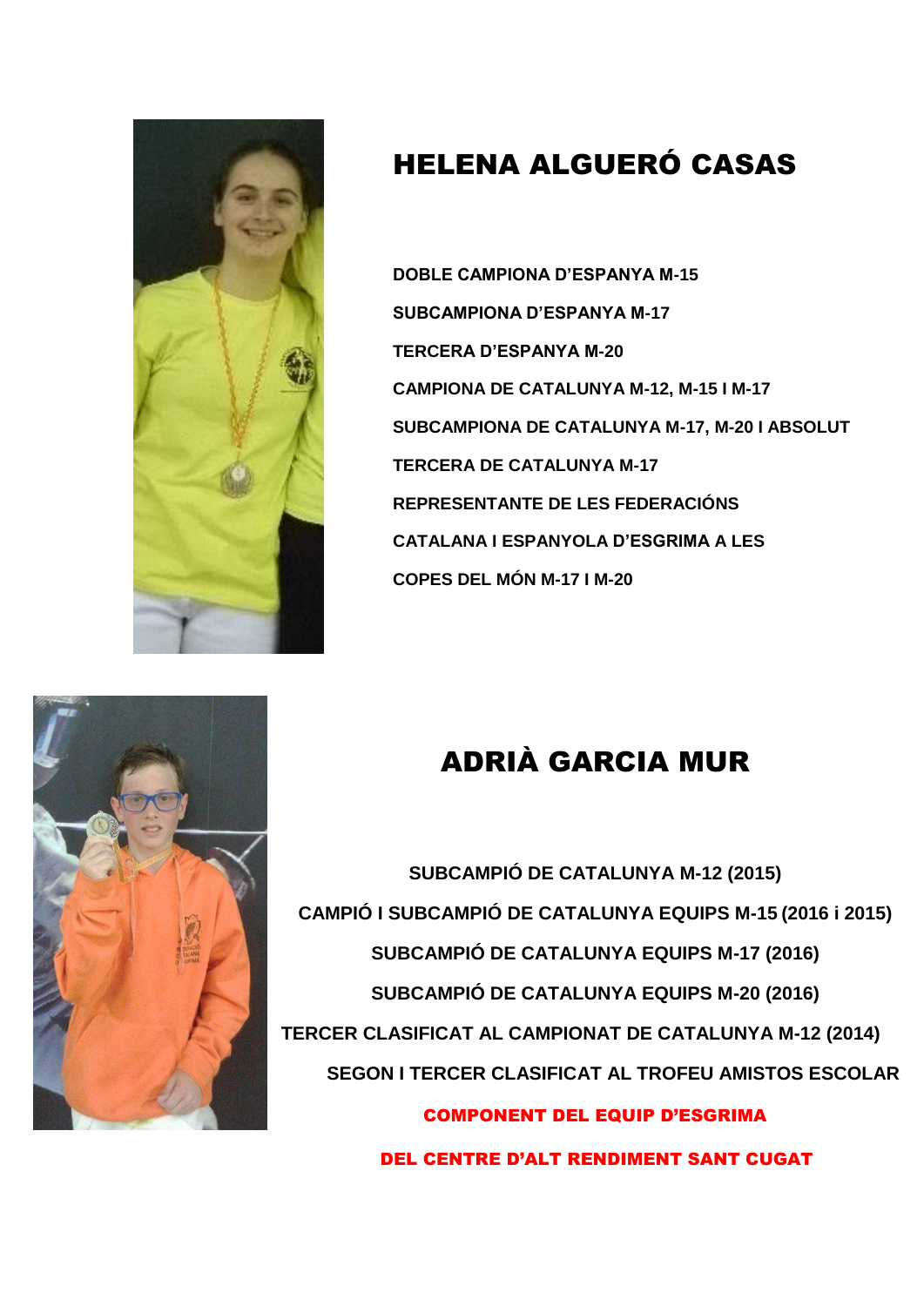# HELENA ALGUERÓ CASAS

**DOBLE CAMPIONA D'ESPANYA M-15**

**SUBCAMPIONA D'ESPANYA M-17**

**TERCERA D'ESPANYA M-20**

**CAMPIONA DE CATALUNYA M-12, M-15 I M-17**

**SUBCAMPIONA DE CATALUNYA M-17, M-20 I ABSOLUT**

**TERCERA DE CATALUNYA M-17**

**REPRESENTANTE DE LES FEDERACIÓNS CATALANA I ESPANYOLA D'ESGRIMA A LES COPES DEL MÓN M-17 I M-20**

# ADRIÀ GARCIA MUR

**SUBCAMPIÓ DE CATALUNYA M-12 (2015)**

**CAMPIÓ I SUBCAMPIÓ DE CATALUNYA EQUIPS M-15 (2016 i 2015)**

**SUBCAMPIÓ DE CATALUNYA EQUIPS M-17 (2016)**

**SUBCAMPIÓ DE CATALUNYA EQUIPS M-20 (2016)**

**TERCER CLASIFICAT AL CAMPIONAT DE CATALUNYA M-12 (2014)**

**SEGON I TERCER CLASIFICAT AL TROFEU AMISTOS ESCOLAR**

**COMPONENT DEL EQUIP D'ESGRIMA DEL CENTRE D'ALT RENDIMENT SANT CUGAT**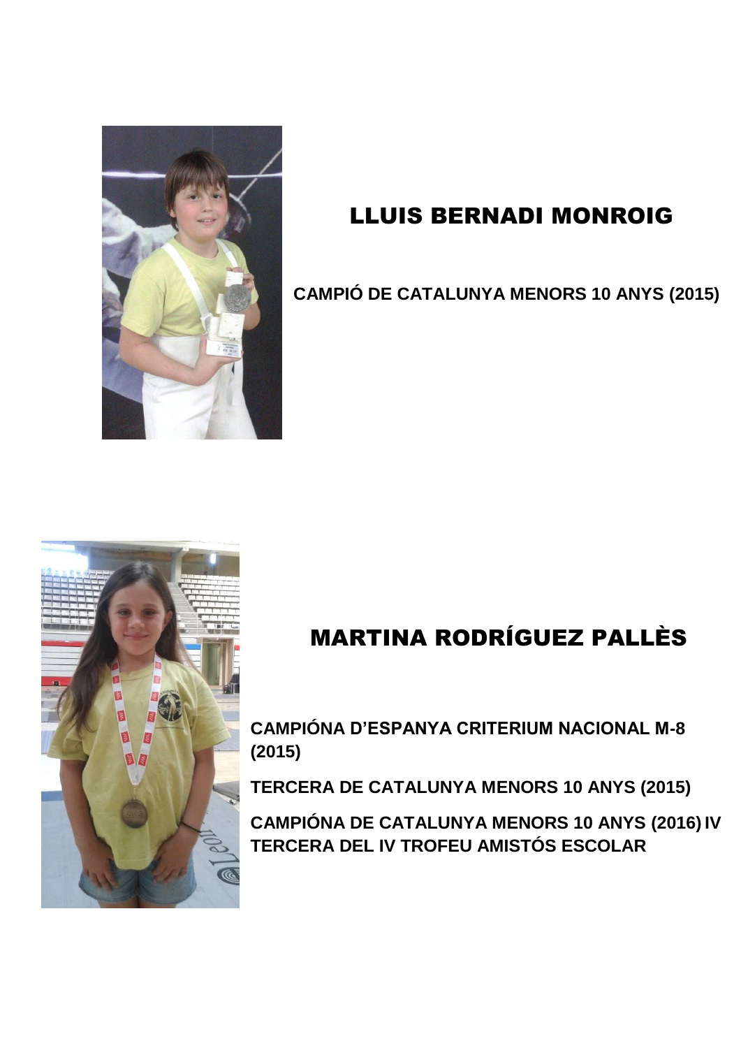## LLUIS BERNADI MONROIG

**CAMPIÓ DE CATALUNYA MENORS 10 ANYS (2015)**

## MARTINA RODRÍGUEZ PALLÈS

**CAMPIÓNA D'ESPANYA CRITERIUM NACIONAL M-8 (2015)**

**TERCERA DE CATALUNYA MENORS 10 ANYS (2015)**

**CAMPIÓNA DE CATALUNYA MENORS 10 ANYS (2016) IV TERCERA DEL IV TROFEU AMISTÓS ESCOLAR**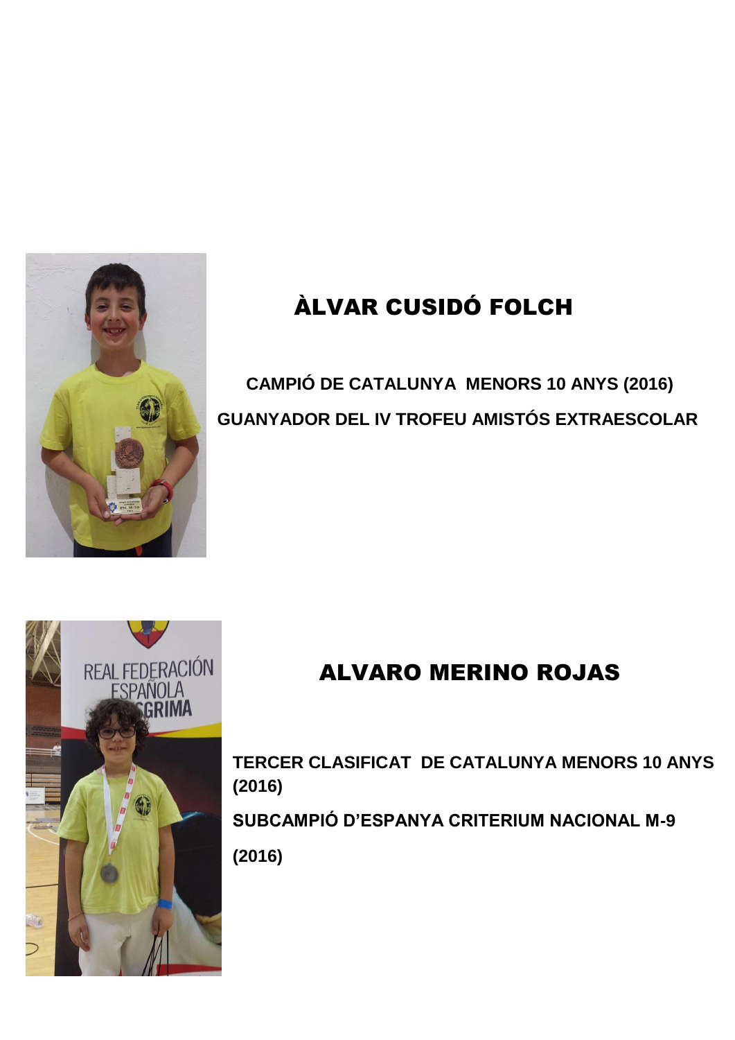# ÀLVAR CUSIDÓ FOLCH

**CAMPIÓ DE CATALUNYA MENORS 10 ANYS (2016)**

**GUANYADOR DEL IV TROFEU AMISTÓS EXTRAESCOLAR**

# ALVARO MERINO ROJAS

**TERCER CLASIFICAT DE CATALUNYA MENORS 10 ANYS (2016)**

**SUBCAMPIÓ D'ESPANYA CRITERIUM NACIONAL M-9 (2016)**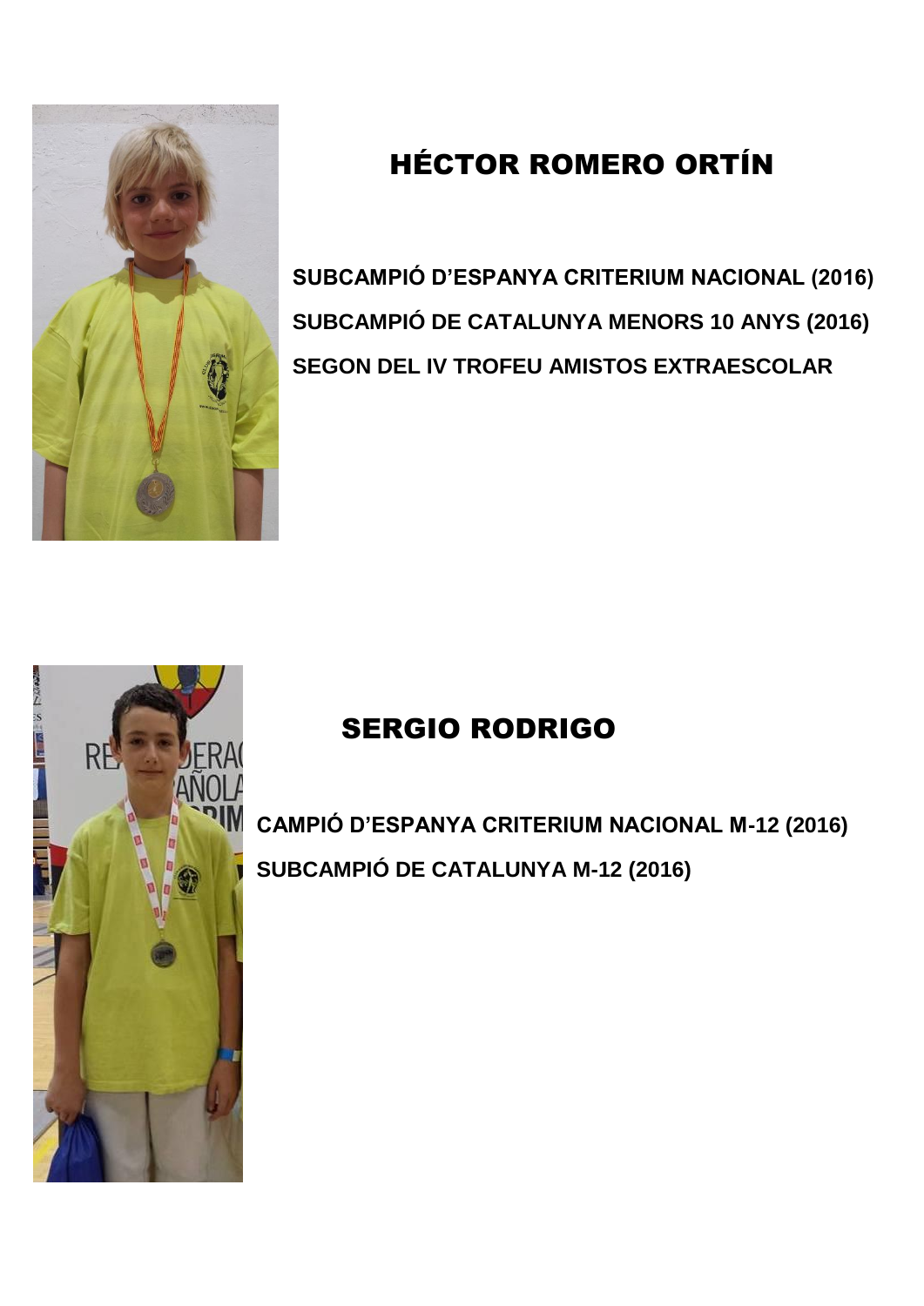# HÉCTOR ROMERO ORTÍN

**SUBCAMPIÓ D'ESPANYA CRITERIUM NACIONAL (2016)**

**SUBCAMPIÓ DE CATALUNYA MENORS 10 ANYS (2016)**

**SEGON DEL IV TROFEU AMISTOS EXTRAESCOLAR**

# SERGIO RODRIGO

**CAMPIÓ D'ESPANYA CRITERIUM NACIONAL M-12 (2016)**

**SUBCAMPIÓ DE CATALUNYA M-12 (2016)**